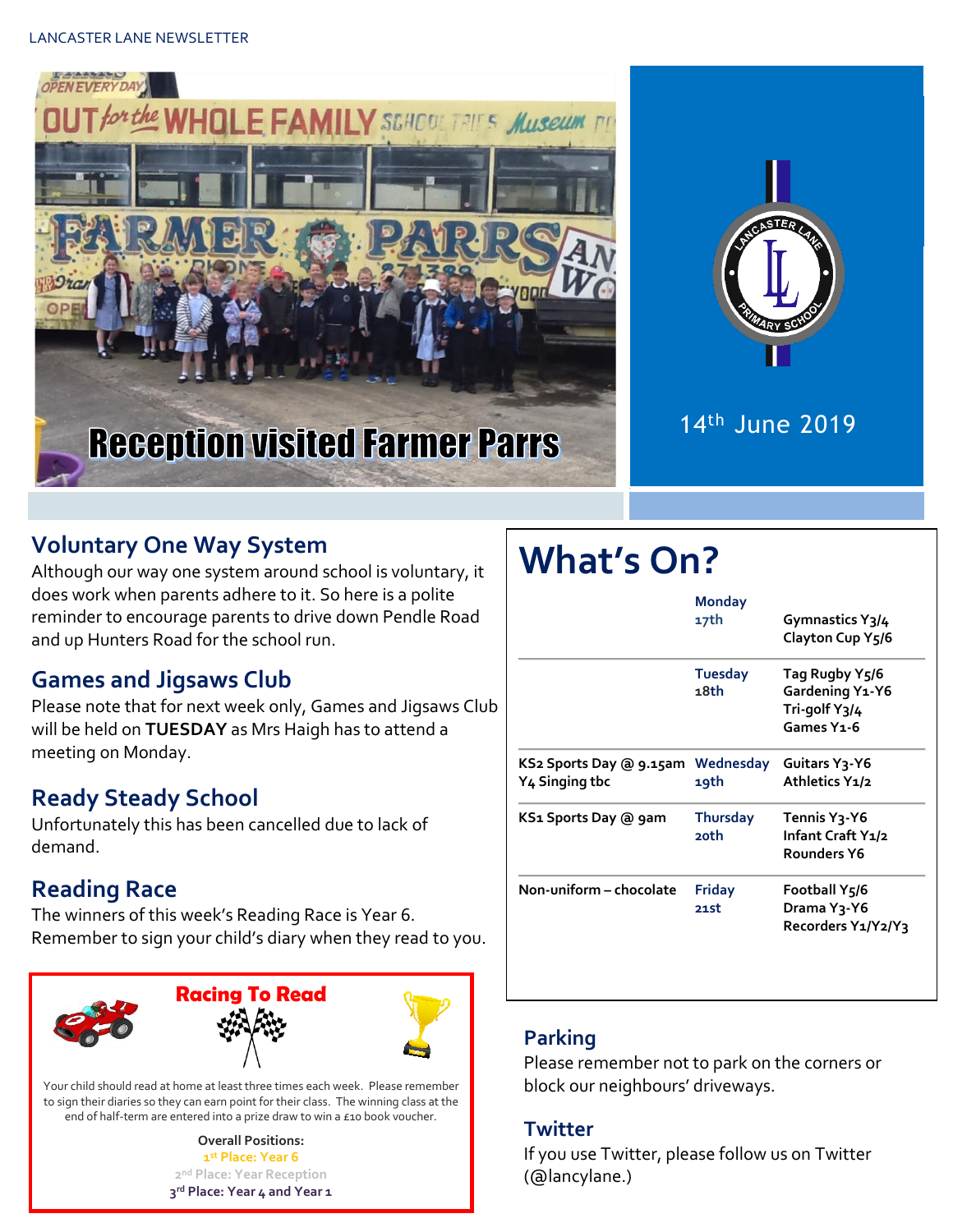LANCASTER LANE NEWSLETTER

**Reception visited Farmer Parrs**

14th June 2019

## Voluntary One Way System

Although our way one system around school is voluntary, it does work when parents adhere to it. So here is a polite reminder to encourage parents to drive down Pendle Road and up Hunters Road for the school run.

## Games and Jigsaws Club

Please note that for next week only, Games and Jigsaws Club will be held on **TUESDAY** as Mrs Haigh has to attend a meeting on Monday.

## Ready Steady School

Unfortunately this has been cancelled due to lack of demand.

## Reading Race

The winners of this week's Reading Race is Year 6. Remember to sign your child's diary when they read to you.

### Racing To Read

Your child should read at home at least three times each week. Please remember to sign their diaries so they can earn point for their class. The winning class at the end of half-term are entered into a prize draw to win a £10 book voucher.

**Overall Positions:**
1st Place: Year 6
2nd Place: Year Reception
3rd Place: Year 4 and Year 1

# What's On?

| | | |
|---|---|---|
| | Monday 17th | Gymnastics Y3/4<br>Clayton Cup Y5/6 |
| | Tuesday 18th | Tag Rugby Y5/6<br>Gardening Y1-Y6<br>Tri-golf Y3/4<br>Games Y1-6 |
| KS2 Sports Day @ 9.15am<br>Y4 Singing tbc | Wednesday 19th | Guitars Y3-Y6<br>Athletics Y1/2 |
| KS1 Sports Day @ 9am | Thursday 20th | Tennis Y3-Y6<br>Infant Craft Y1/2<br>Rounders Y6 |
| Non-uniform – chocolate | Friday 21st | Football Y5/6<br>Drama Y3-Y6<br>Recorders Y1/Y2/Y3 |

## Parking

Please remember not to park on the corners or block our neighbours' driveways.

## Twitter

If you use Twitter, please follow us on Twitter (@lancylane.)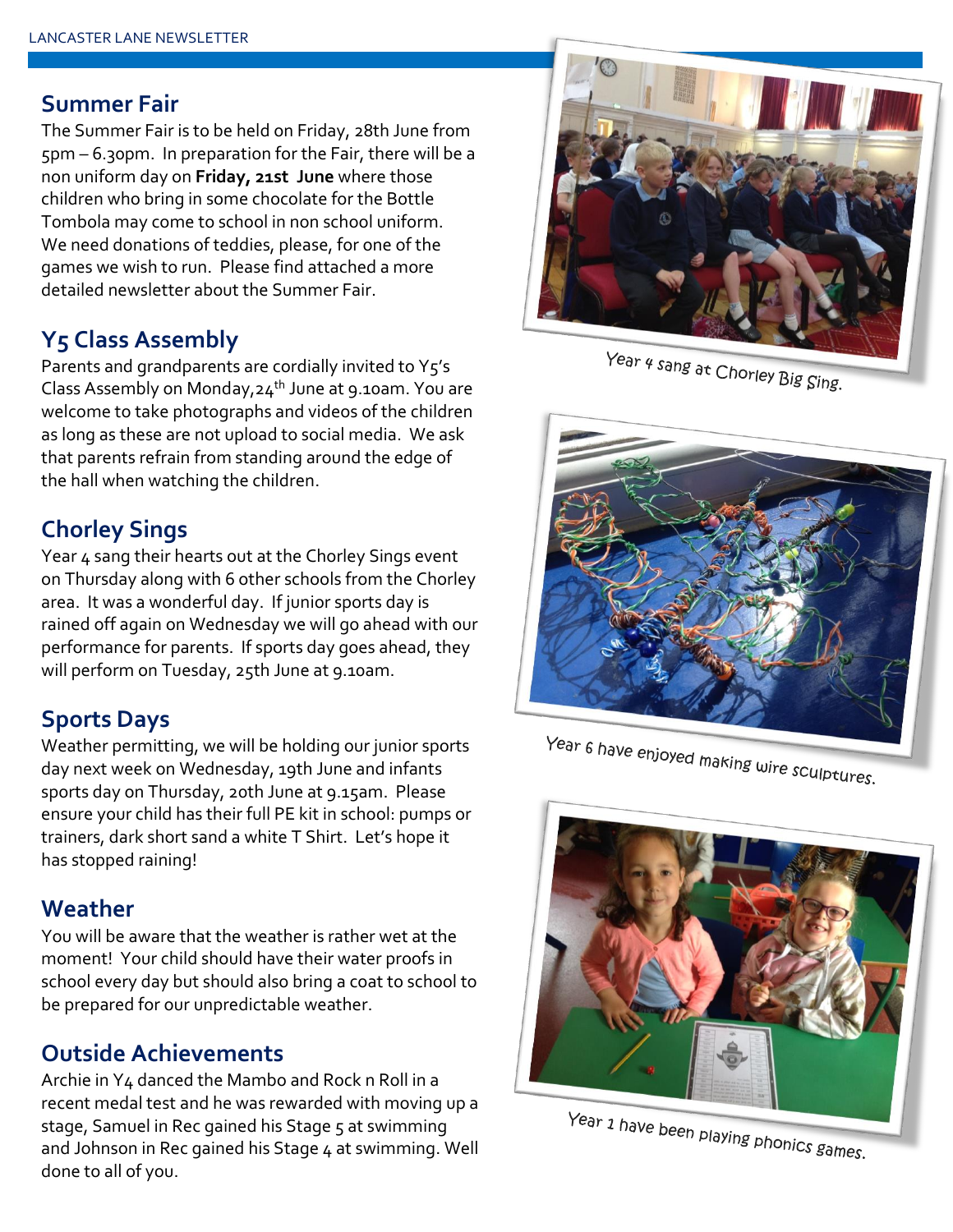## Summer Fair

The Summer Fair is to be held on Friday, 28th June from 5pm – 6.30pm. In preparation for the Fair, there will be a non uniform day on **Friday, 21st June** where those children who bring in some chocolate for the Bottle Tombola may come to school in non school uniform. We need donations of teddies, please, for one of the games we wish to run. Please find attached a more detailed newsletter about the Summer Fair.

## Y5 Class Assembly

Parents and grandparents are cordially invited to Y5's Class Assembly on Monday, 24th June at 9.10am. You are welcome to take photographs and videos of the children as long as these are not upload to social media. We ask that parents refrain from standing around the edge of the hall when watching the children.

## Chorley Sings

Year 4 sang their hearts out at the Chorley Sings event on Thursday along with 6 other schools from the Chorley area. It was a wonderful day. If junior sports day is rained off again on Wednesday we will go ahead with our performance for parents. If sports day goes ahead, they will perform on Tuesday, 25th June at 9.10am.

## Sports Days

Weather permitting, we will be holding our junior sports day next week on Wednesday, 19th June and infants sports day on Thursday, 20th June at 9.15am. Please ensure your child has their full PE kit in school: pumps or trainers, dark short sand a white T Shirt. Let's hope it has stopped raining!

## Weather

You will be aware that the weather is rather wet at the moment! Your child should have their water proofs in school every day but should also bring a coat to school to be prepared for our unpredictable weather.

## Outside Achievements

Archie in Y4 danced the Mambo and Rock n Roll in a recent medal test and he was rewarded with moving up a stage, Samuel in Rec gained his Stage 5 at swimming and Johnson in Rec gained his Stage 4 at swimming. Well done to all of you.

Year 4 sang at Chorley Big Sing.

Year 6 have enjoyed making wire sculptures.

Year 1 have been playing phonics games.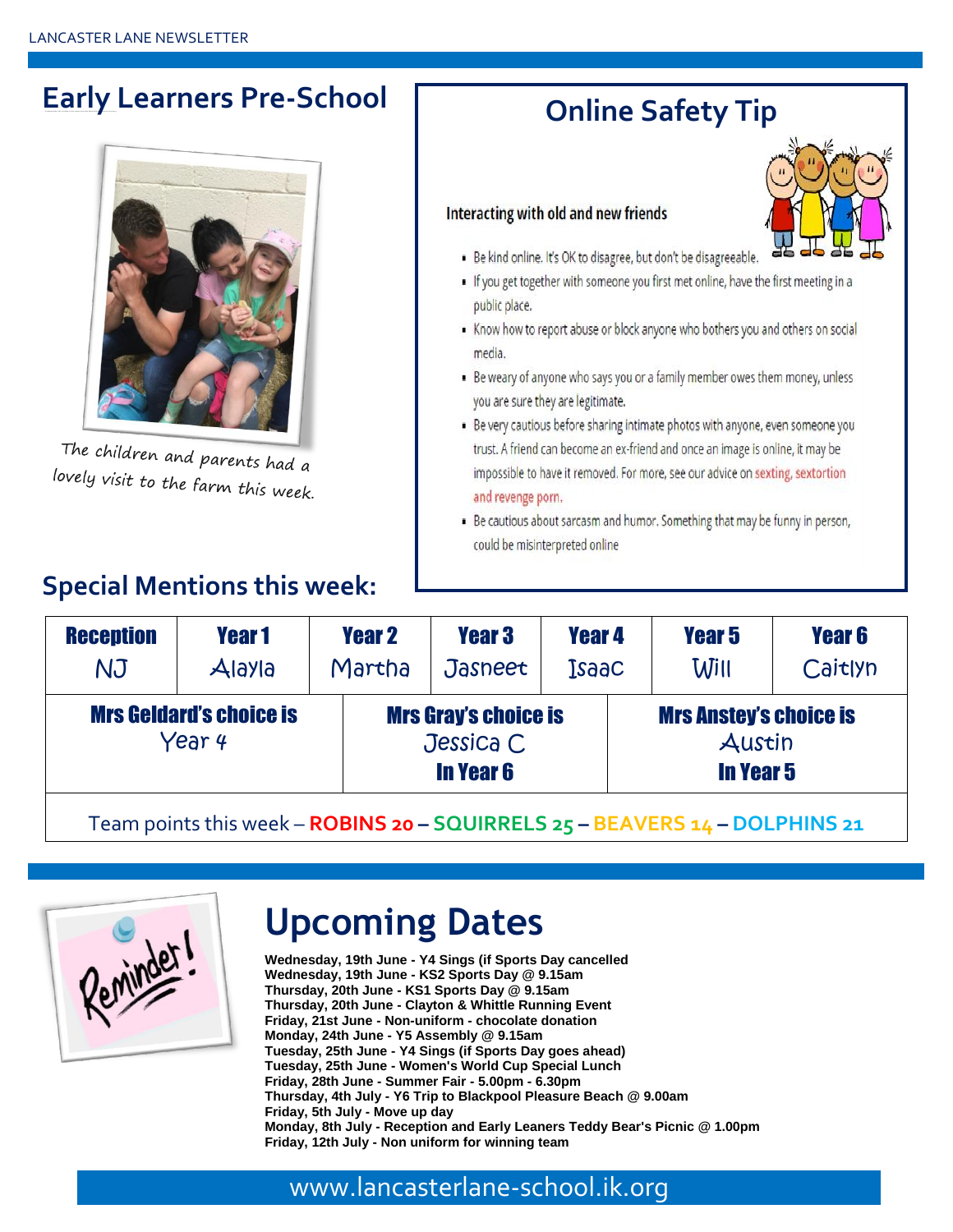## Early Learners Pre-School

The children and parents had a lovely visit to the farm this week.

## Online Safety Tip

**Interacting with old and new friends**

- Be kind online. It's OK to disagree, but don't be disagreeable.
- If you get together with someone you first met online, have the first meeting in a public place.
- Know how to report abuse or block anyone who bothers you and others on social media.
- Be weary of anyone who says you or a family member owes them money, unless you are sure they are legitimate.
- Be very cautious before sharing intimate photos with anyone, even someone you trust. A friend can become an ex-friend and once an image is online, it may be impossible to have it removed. For more, see our advice on sexting, sextortion and revenge porn.
- Be cautious about sarcasm and humor. Something that may be funny in person, could be misinterpreted online

## Special Mentions this week:

| Reception | Year 1 | Year 2 | Year 3 | Year 4 | Year 5 | Year 6 |
|---|---|---|---|---|---|---|
| NJ | Alayla | Martha | Jasneet | Isaac | Will | Caitlyn |

| | | |
|---|---|---|
| **Mrs Geldard's choice is** Year 4 | **Mrs Gray's choice is** Jessica C **In Year 6** | **Mrs Anstey's choice is** Austin **In Year 5** |

Team points this week – **ROBINS 20** – **SQUIRRELS 25** – **BEAVERS 14** – **DOLPHINS 21**

# Upcoming Dates

**Wednesday, 19th June - Y4 Sings (if Sports Day cancelled**
**Wednesday, 19th June - KS2 Sports Day @ 9.15am**
**Thursday, 20th June - KS1 Sports Day @ 9.15am**
**Thursday, 20th June - Clayton & Whittle Running Event**
**Friday, 21st June - Non-uniform - chocolate donation**
**Monday, 24th June - Y5 Assembly @ 9.15am**
**Tuesday, 25th June - Y4 Sings (if Sports Day goes ahead)**
**Tuesday, 25th June - Women's World Cup Special Lunch**
**Friday, 28th June - Summer Fair - 5.00pm - 6.30pm**
**Thursday, 4th July - Y6 Trip to Blackpool Pleasure Beach @ 9.00am**
**Friday, 5th July - Move up day**
**Monday, 8th July - Reception and Early Leaners Teddy Bear's Picnic @ 1.00pm**
**Friday, 12th July - Non uniform for winning team**

www.lancasterlane-school.ik.org